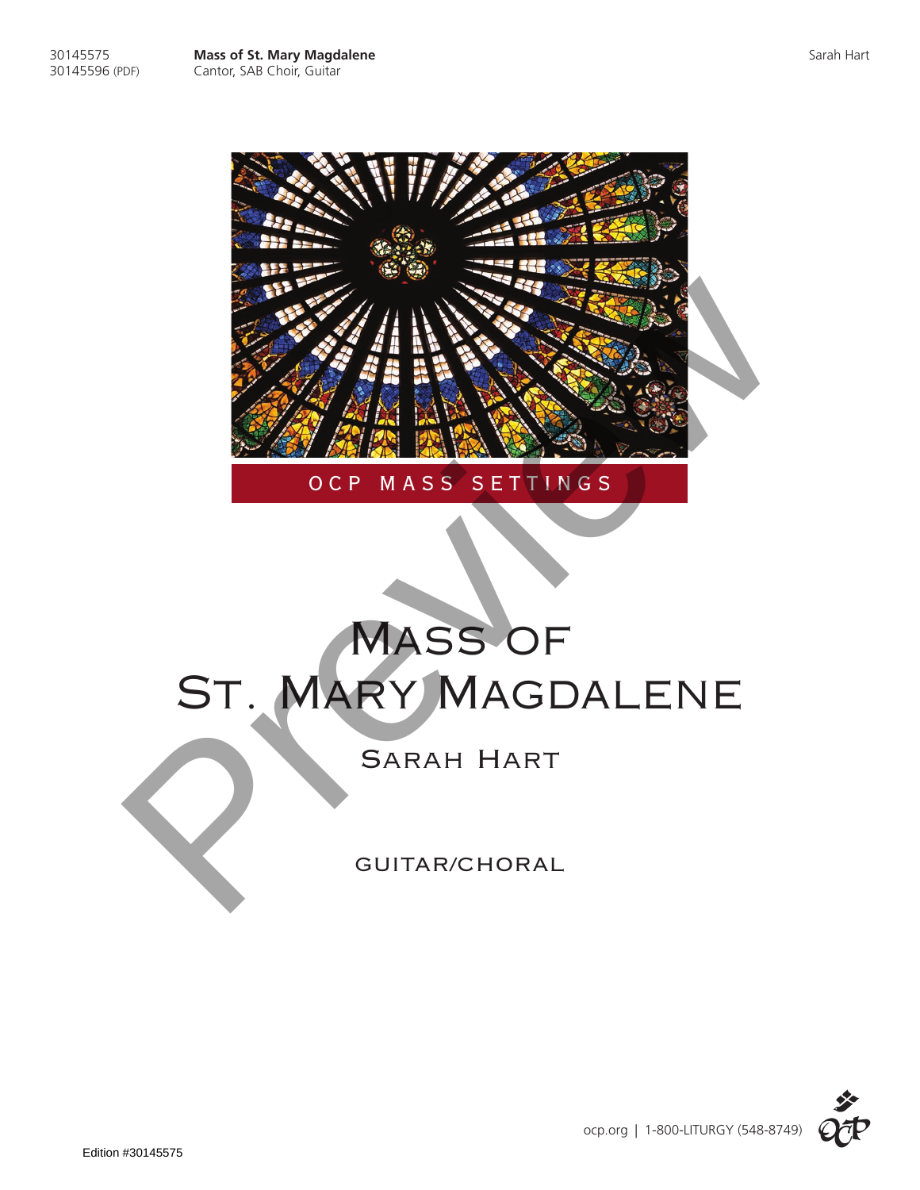30145575
30145596 (PDF)

**Mass of St. Mary Magdalene**
Cantor, SAB Choir, Guitar

Sarah Hart

OCP MASS SETTINGS

# Mass of St. Mary Magdalene

## Sarah Hart

GUITAR/CHORAL

ocp.org | 1-800-LITURGY (548-8749)

Edition #30145575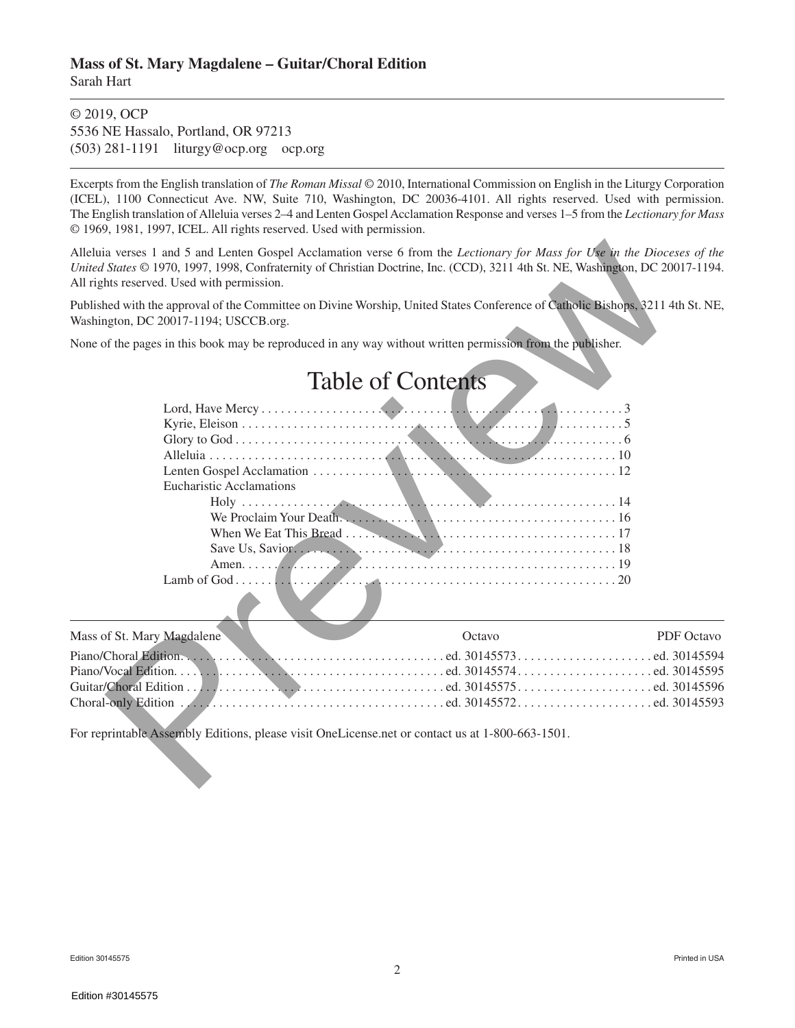**Mass of St. Mary Magdalene – Guitar/Choral Edition**
Sarah Hart

---

© 2019, OCP
5536 NE Hassalo, Portland, OR 97213
(503) 281-1191 liturgy@ocp.org ocp.org

---

Excerpts from the English translation of *The Roman Missal* © 2010, International Commission on English in the Liturgy Corporation (ICEL), 1100 Connecticut Ave. NW, Suite 710, Washington, DC 20036-4101. All rights reserved. Used with permission. The English translation of Alleluia verses 2–4 and Lenten Gospel Acclamation Response and verses 1–5 from the *Lectionary for Mass* © 1969, 1981, 1997, ICEL. All rights reserved. Used with permission.

Alleluia verses 1 and 5 and Lenten Gospel Acclamation verse 6 from the *Lectionary for Mass for Use in the Dioceses of the United States* © 1970, 1997, 1998, Confraternity of Christian Doctrine, Inc. (CCD), 3211 4th St. NE, Washington, DC 20017-1194. All rights reserved. Used with permission.

Published with the approval of the Committee on Divine Worship, United States Conference of Catholic Bishops, 3211 4th St. NE, Washington, DC 20017-1194; USCCB.org.

None of the pages in this book may be reproduced in any way without written permission from the publisher.

# Table of Contents

| | |
|---|---|
| Lord, Have Mercy | 3 |
| Kyrie, Eleison | 5 |
| Glory to God | 6 |
| Alleluia | 10 |
| Lenten Gospel Acclamation | 12 |
| Eucharistic Acclamations | |
| Holy | 14 |
| We Proclaim Your Death | 16 |
| When We Eat This Bread | 17 |
| Save Us, Savior | 18 |
| Amen | 19 |
| Lamb of God | 20 |

---

| Mass of St. Mary Magdalene | Octavo | PDF Octavo |
|---|---|---|
| Piano/Choral Edition | ed. 30145573 | ed. 30145594 |
| Piano/Vocal Edition | ed. 30145574 | ed. 30145595 |
| Guitar/Choral Edition | ed. 30145575 | ed. 30145596 |
| Choral-only Edition | ed. 30145572 | ed. 30145593 |

For reprintable Assembly Editions, please visit OneLicense.net or contact us at 1-800-663-1501.

Edition 30145575 Printed in USA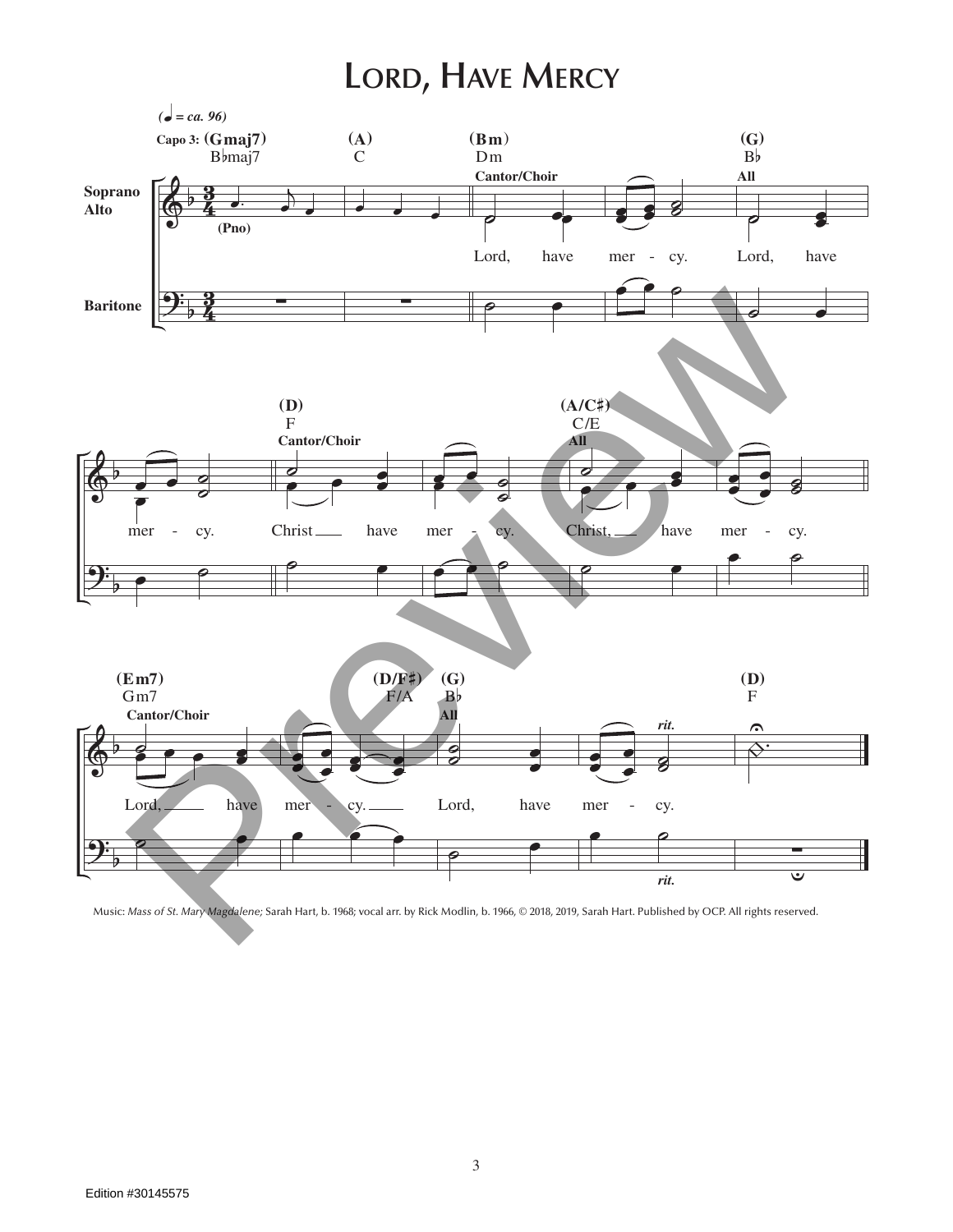# Lord, Have Mercy

(♩ = ca. 96)

Capo 3: (Gmaj7) B♭maj7 — (A) C — (Bm) Dm — (G) B♭

Soprano Alto — (Pno) — Cantor/Choir — All

Lord, have mer - cy. Lord, have

Baritone

(D) F — (A/C♯) C/E

Cantor/Choir — All

mer - cy. Christ have mer - cy. Christ, have mer - cy.

(Em7) Gm7 — (D/F♯) F/A — (G) B♭ — (D) F

Cantor/Choir — All — rit.

Lord, have mer - cy. Lord, have mer - cy.

Music: *Mass of St. Mary Magdalene;* Sarah Hart, b. 1968; vocal arr. by Rick Modlin, b. 1966, © 2018, 2019, Sarah Hart. Published by OCP. All rights reserved.

Edition #30145575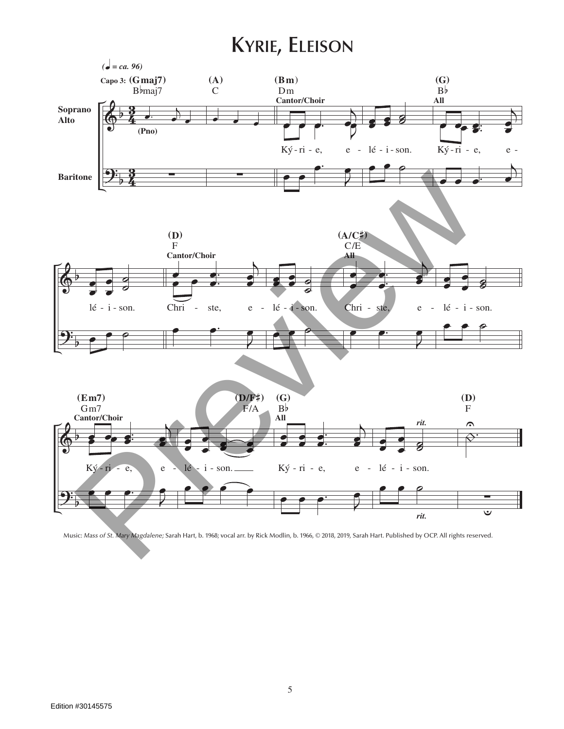# Kyrie, Eleison

Music: *Mass of St. Mary Magdalene;* Sarah Hart, b. 1968; vocal arr. by Rick Modlin, b. 1966, © 2018, 2019, Sarah Hart. Published by OCP. All rights reserved.

Edition #30145575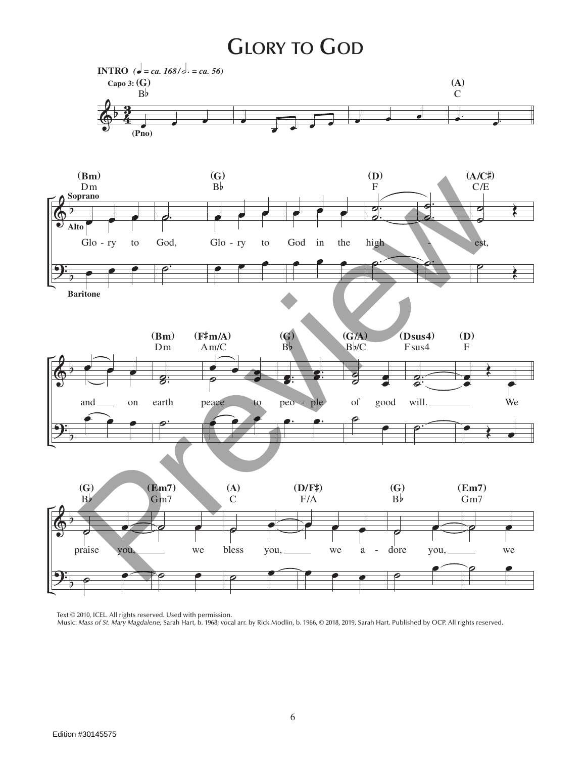# Glory to God

Text © 2010, ICEL. All rights reserved. Used with permission.
Music: *Mass of St. Mary Magdalene;* Sarah Hart, b. 1968; vocal arr. by Rick Modlin, b. 1966, © 2018, 2019, Sarah Hart. Published by OCP. All rights reserved.

Edition #30145575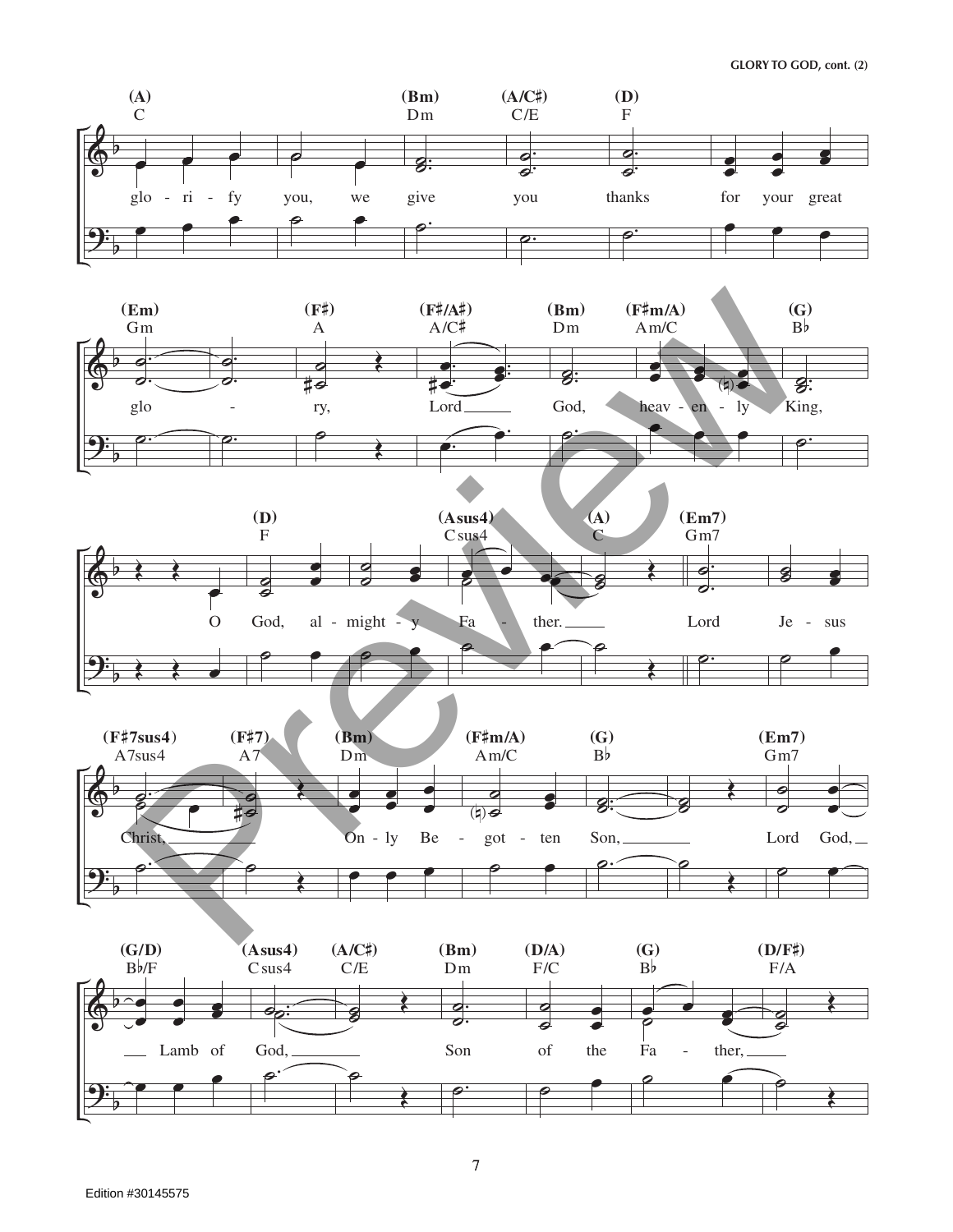glo - ri - fy you, we give you thanks for your great

glo - ry, Lord God, heav - en - ly King,

O God, al - might - y Fa - ther. Lord Je - sus

Christ, On - ly Be - got - ten Son, Lord God,

Lamb of God, Son of the Fa - ther,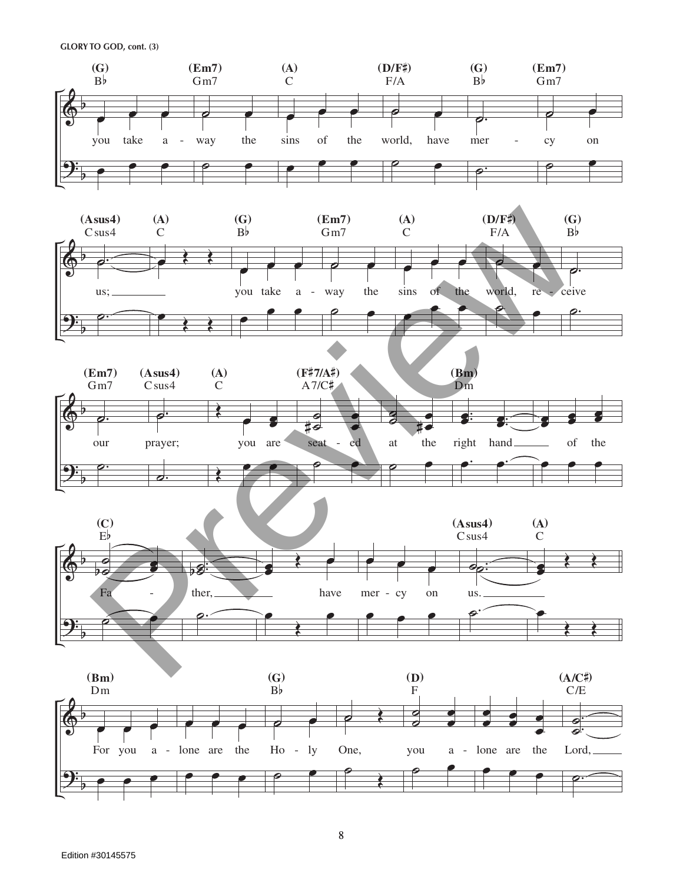GLORY TO GOD, cont. (3)

| (G) Bb | (Em7) Gm7 | (A) C | (D/F♯) F/A | (G) Bb | (Em7) Gm7 |
|---|---|---|---|---|---|

you take a - way the sins of the world, have mer - cy on

| (Asus4) Csus4 | (A) C | (G) Bb | (Em7) Gm7 | (A) C | (D/F♯) F/A | (G) Bb |
|---|---|---|---|---|---|---|

us; you take a - way the sins of the world, re - ceive

| (Em7) Gm7 | (Asus4) Csus4 | (A) C | (F♯7/A♯) A7/C♯ | (Bm) Dm |
|---|---|---|---|---|

our prayer; you are seat - ed at the right hand of the

| (C) Eb | (Asus4) Csus4 | (A) C |
|---|---|---|

Fa - ther, have mer - cy on us.

| (Bm) Dm | (G) Bb | (D) F | (A/C♯) C/E |
|---|---|---|---|

For you a - lone are the Ho - ly One, you a - lone are the Lord,

Edition #30145575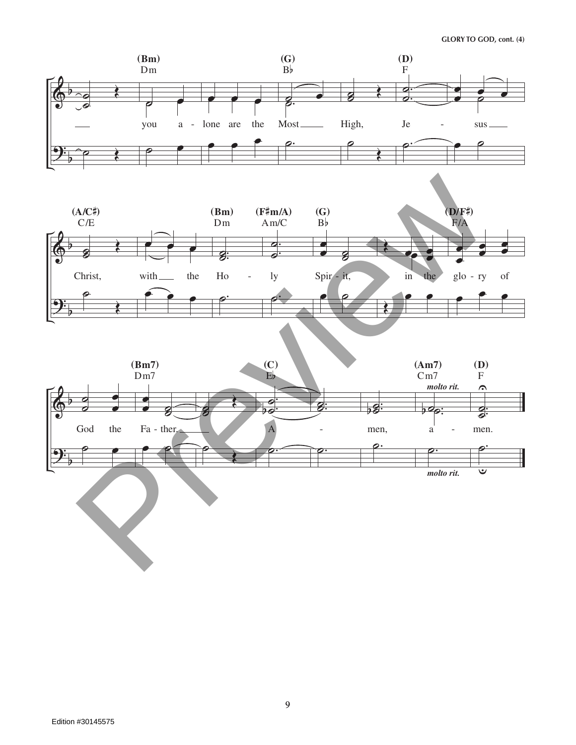GLORY TO GOD, cont. (4)

(Bm) Dm — (G) B♭ — (D) F

you a - lone are the Most High, Je - sus

(A/C♯) C/E — (Bm) Dm — (F♯m/A) Am/C — (G) B♭ — (D/F♯) F/A

Christ, with the Ho - ly Spir - it, in the glo - ry of

(Bm7) Dm7 — (C) E♭ — (Am7) Cm7 — (D) F

*molto rit.*

God the Fa - ther. A - men, a - men.

*molto rit.*

Edition #30145575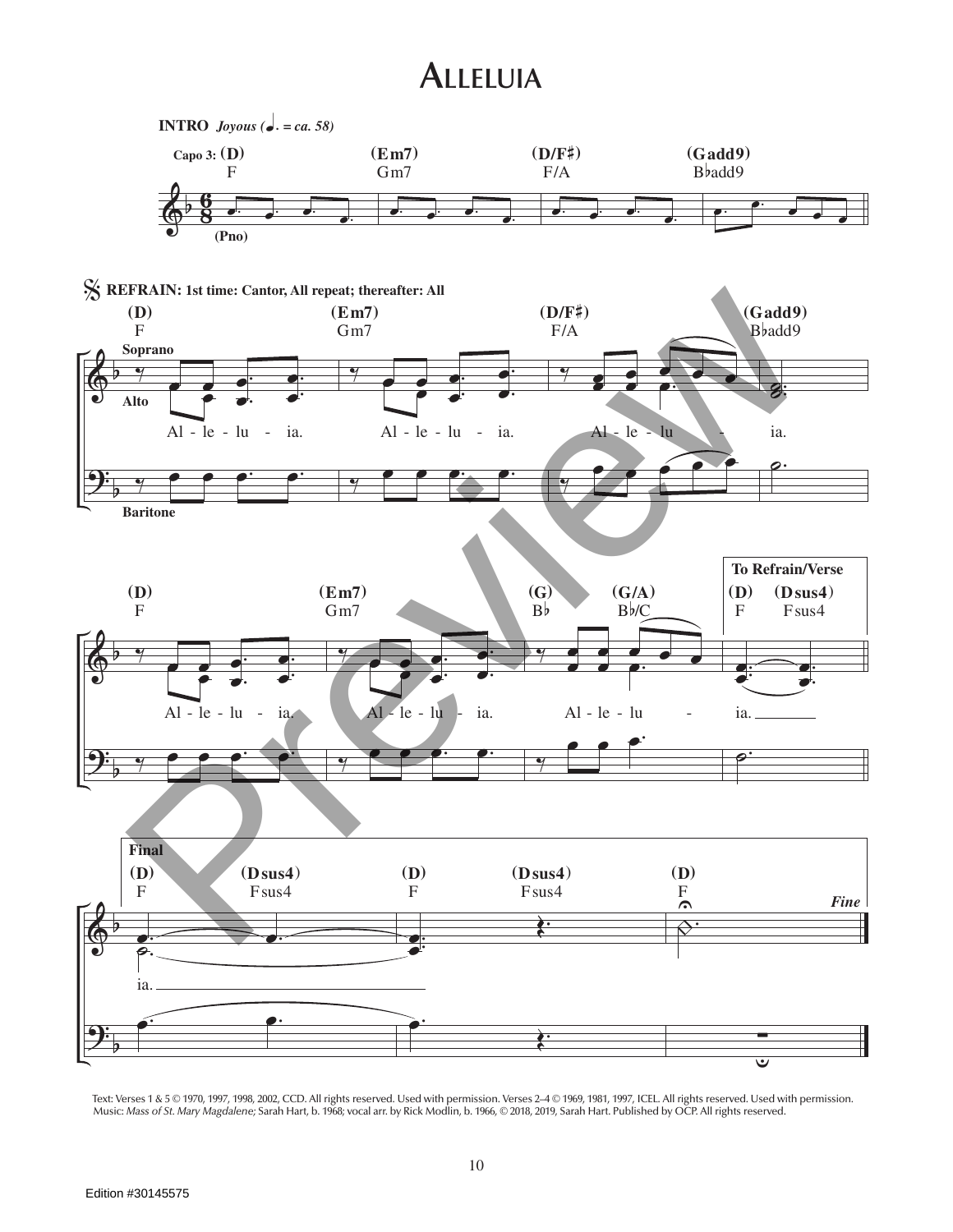# Alleluia

**INTRO** *Joyous (♩. = ca. 58)*

Capo 3: (D) F — (Em7) Gm7 — (D/F♯) F/A — (Gadd9) B♭add9

(Pno)

**REFRAIN: 1st time: Cantor, All repeat; thereafter: All**

(D) F — (Em7) Gm7 — (D/F♯) F/A — (Gadd9) B♭add9

Soprano / Alto

Al - le - lu - ia. Al - le - lu - ia. Al - le - lu - ia.

Baritone

(D) F — (Em7) Gm7 — (G) B♭ — (G/A) B♭/C — To Refrain/Verse: (D) F (Dsus4) Fsus4

Al - le - lu - ia. Al - le - lu - ia. Al - le - lu - ia.

**Final**

(D) F — (Dsus4) Fsus4 — (D) F — (Dsus4) Fsus4 — (D) F

ia.

*Fine*

Text: Verses 1 & 5 © 1970, 1997, 1998, 2002, CCD. All rights reserved. Used with permission. Verses 2–4 © 1969, 1981, 1997, ICEL. All rights reserved. Used with permission. Music: *Mass of St. Mary Magdalene;* Sarah Hart, b. 1968; vocal arr. by Rick Modlin, b. 1966, © 2018, 2019, Sarah Hart. Published by OCP. All rights reserved.

Edition #30145575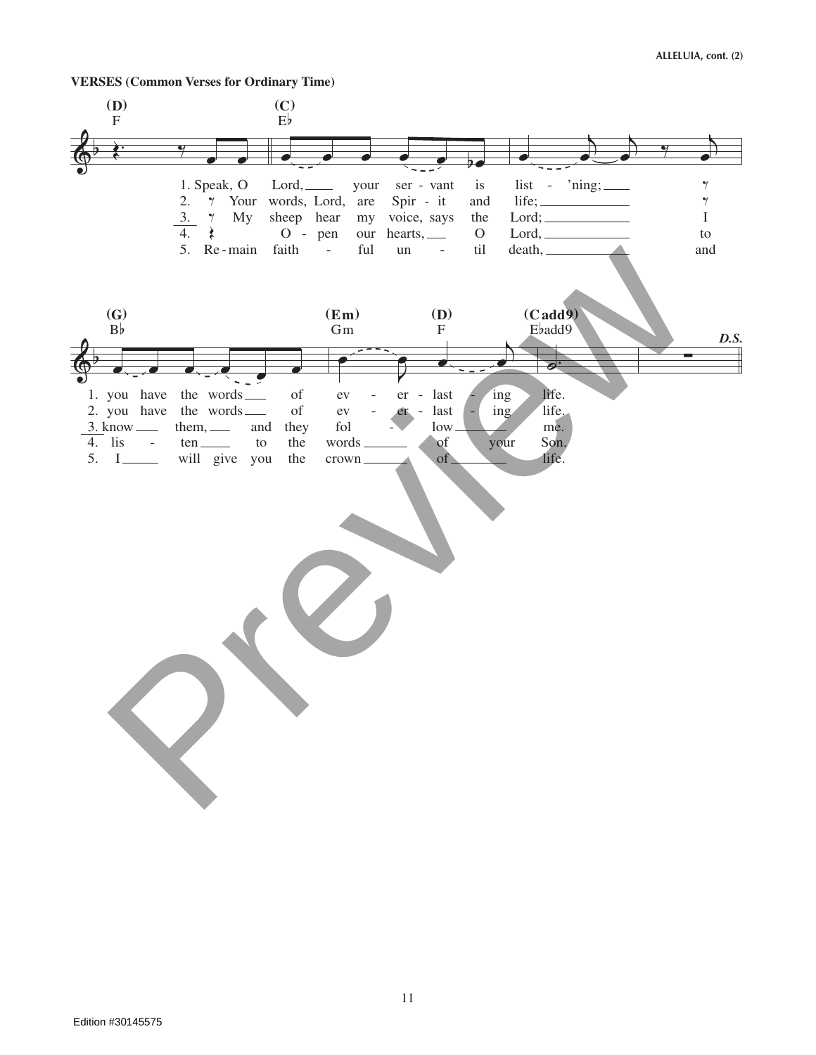**VERSES (Common Verses for Ordinary Time)**

(D) F — (C) E♭

1. Speak, O Lord, your servant is list - 'ning;
2. Your words, Lord, are Spir - it and life;
3. My sheep hear my voice, says the Lord; I
4. O - pen our hearts, O Lord, to
5. Re-main faith - ful un - til death, and

(G) B♭ — (Em) Gm — (D) F — (Cadd9) E♭add9 — *D.S.*

1. you have the words of ev - er - last - ing life.
2. you have the words of ev - er - last - ing life.
3. know them, and they fol - low me.
4. lis - ten to the words of your Son.
5. I will give you the crown of life.

Edition #30145575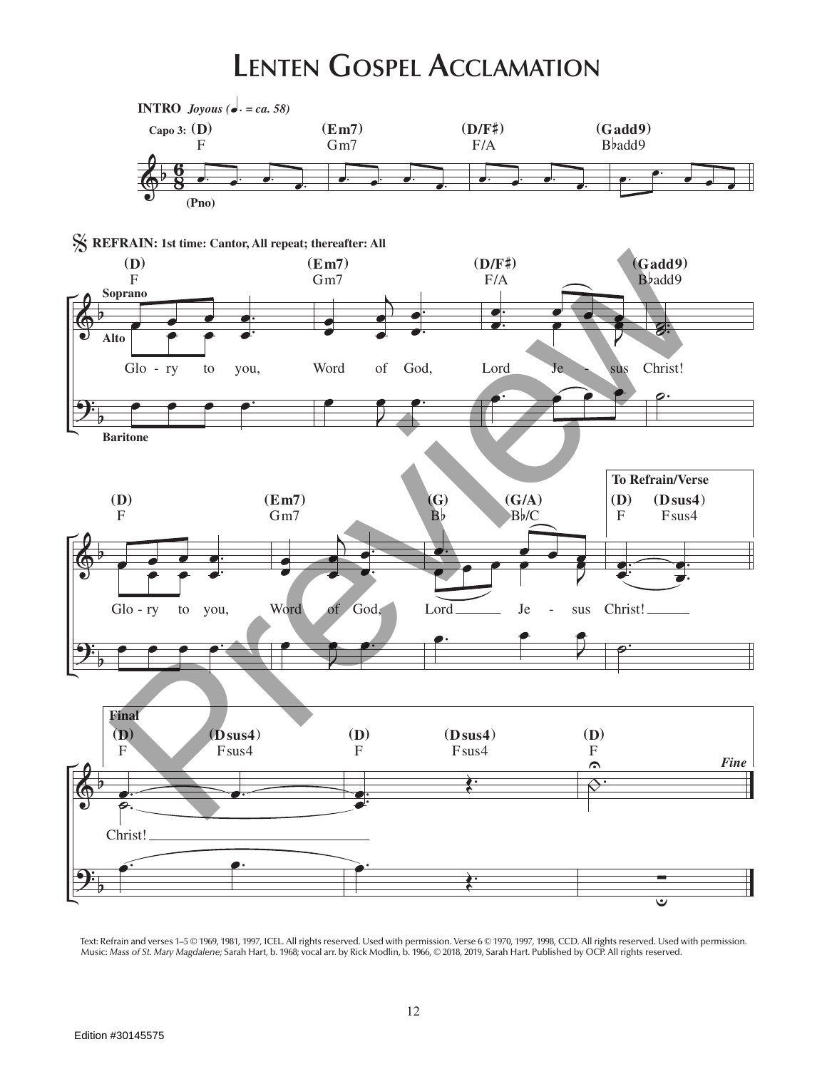# Lenten Gospel Acclamation

**INTRO** *Joyous (♩. = ca. 58)*

Capo 3: (D) F | (Em7) Gm7 | (D/F♯) F/A | (Gadd9) B♭add9

(Pno)

**REFRAIN: 1st time: Cantor, All repeat; thereafter: All**

(D) F | (Em7) Gm7 | (D/F♯) F/A | (Gadd9) B♭add9

Soprano / Alto / Baritone

Glo - ry to you, Word of God, Lord Je - sus Christ!

(D) F | (Em7) Gm7 | (G) B♭ | (G/A) B♭/C | To Refrain/Verse (D) F (Dsus4) Fsus4

Glo - ry to you, Word of God, Lord Je - sus Christ!

Final

(D) F | (Dsus4) Fsus4 | (D) F | (Dsus4) Fsus4 | (D) F *Fine*

Christ!

Text: Refrain and verses 1–5 © 1969, 1981, 1997, ICEL. All rights reserved. Used with permission. Verse 6 © 1970, 1997, 1998, CCD. All rights reserved. Used with permission.
Music: *Mass of St. Mary Magdalene;* Sarah Hart, b. 1968; vocal arr. by Rick Modlin, b. 1966, © 2018, 2019, Sarah Hart. Published by OCP. All rights reserved.

Edition #30145575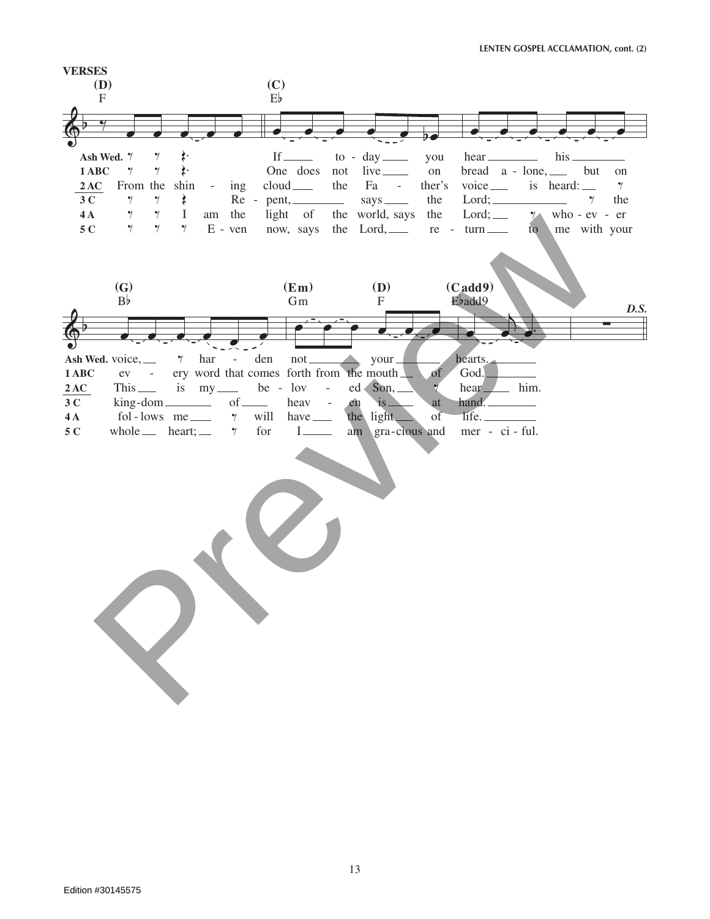**VERSES**

(D) F — (C) E♭ — (G) B♭ — (Em) Gm — (D) F — (Cadd9) E♭add9 — *D.S.*

**Ash Wed.** If today you hear his voice, harden not your hearts.

**1 ABC** One does not live on bread alone, but on every word that comes forth from the mouth of God.

**2 AC** From the shining cloud the Father's voice is heard: This is my beloved Son, hear him.

**3 C** Repent, says the Lord; the kingdom of heaven is at hand.

**4 A** I am the light of the world, says the Lord; whoever follows me will have the light of life.

**5 C** Even now, says the Lord, return to me with your whole heart; for I am gracious and merciful.

Edition #30145575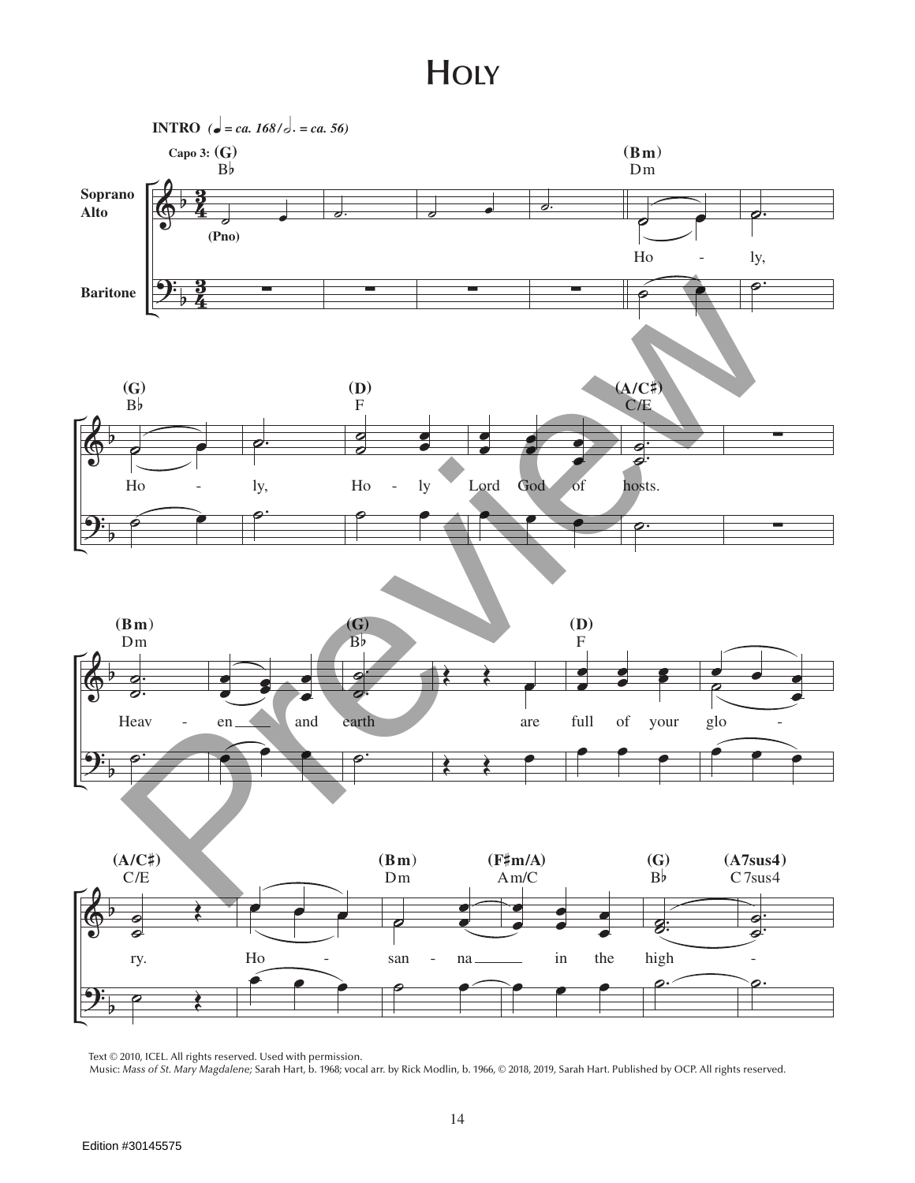# Holy

**INTRO** *(♩ = ca. 168/𝅗𝅥. = ca. 56)*

Capo 3: (G) B♭ (Bm) Dm

Soprano Alto

(Pno)

Ho - ly,

Baritone

(G) B♭ (D) F (A/C♯) C/E

Ho - ly, Ho - ly Lord God of hosts.

(Bm) Dm (G) B♭ (D) F

Heav - en and earth are full of your glo -

(A/C♯) C/E (Bm) Dm (F♯m/A) Am/C (G) B♭ (A7sus4) C7sus4

ry. Ho - san - na in the high -

Text © 2010, ICEL. All rights reserved. Used with permission.
Music: *Mass of St. Mary Magdalene;* Sarah Hart, b. 1968; vocal arr. by Rick Modlin, b. 1966, © 2018, 2019, Sarah Hart. Published by OCP. All rights reserved.

Edition #30145575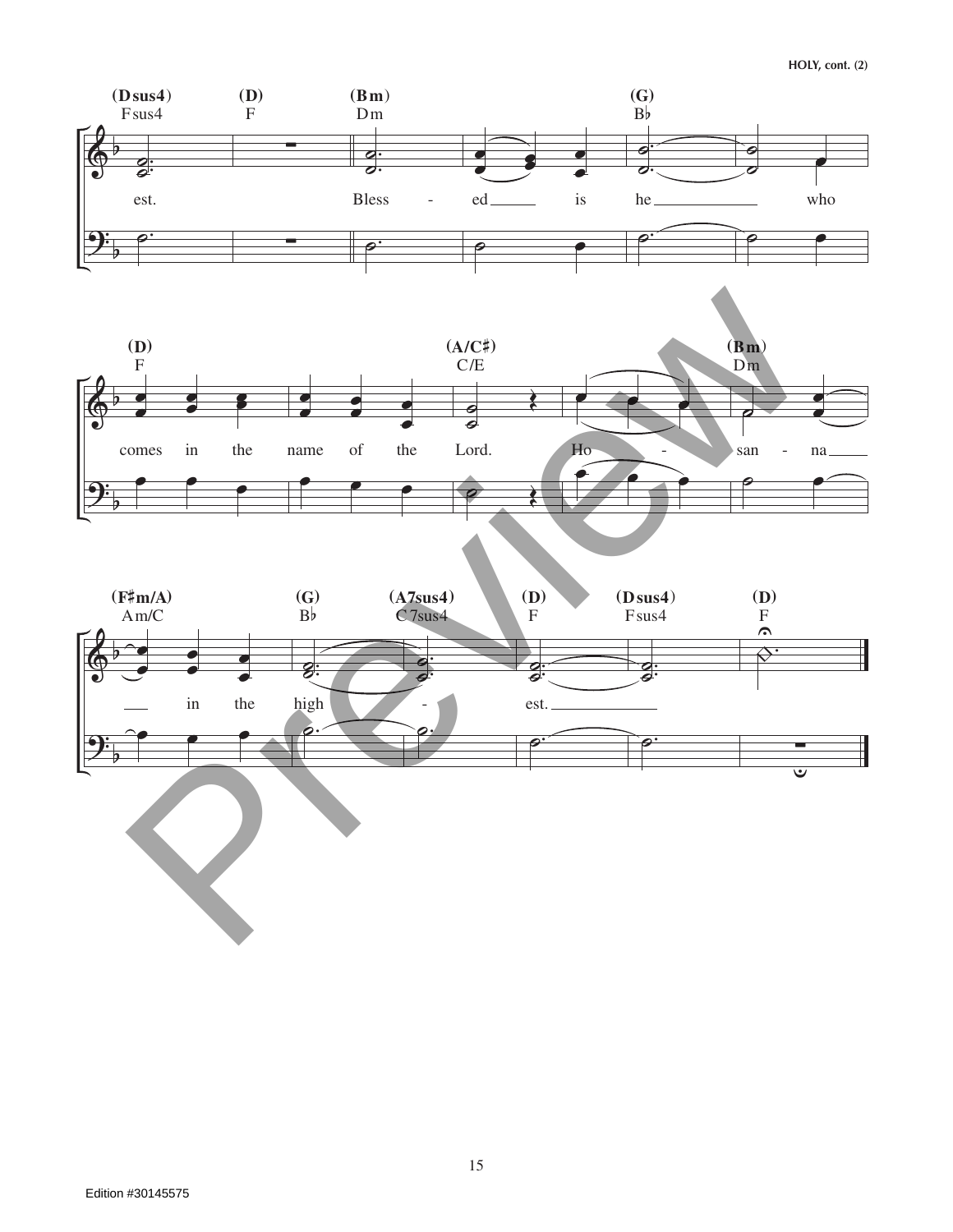HOLY, cont. (2)

(Dsus4) Fsus4 — (D) F — (Bm) Dm — (G) B♭

est. Bless - ed is he who

(D) F — (A/C♯) C/E — (Bm) Dm

comes in the name of the Lord. Ho - san - na

(F♯m/A) Am/C — (G) B♭ — (A7sus4) C7sus4 — (D) F — (Dsus4) Fsus4 — (D) F

in the high - est.

Edition #30145575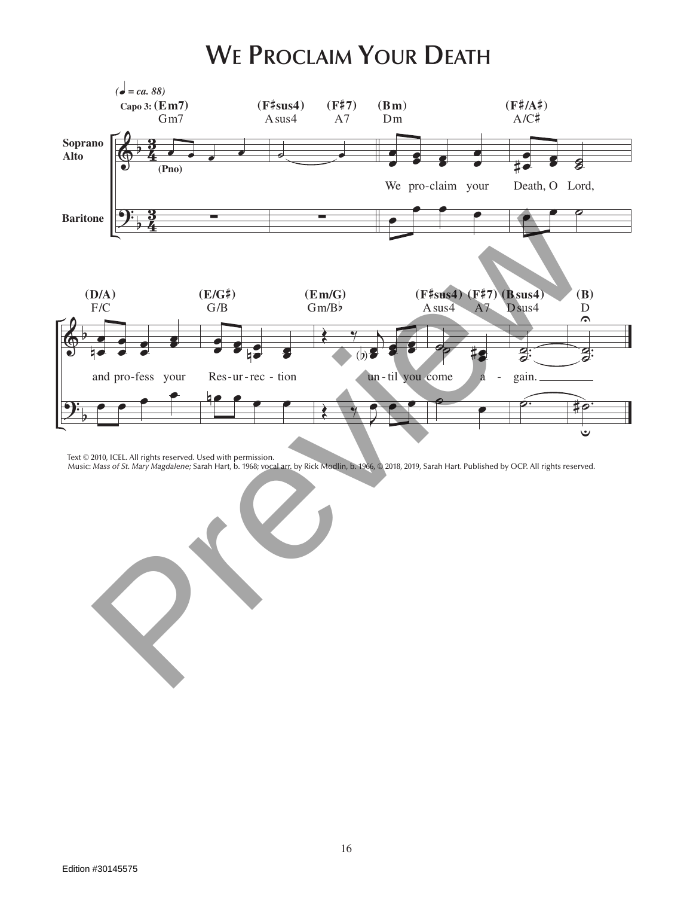# We Proclaim Your Death

Text © 2010, ICEL. All rights reserved. Used with permission.
Music: *Mass of St. Mary Magdalene;* Sarah Hart, b. 1968; vocal arr. by Rick Modlin, b. 1966, © 2018, 2019, Sarah Hart. Published by OCP. All rights reserved.

Edition #30145575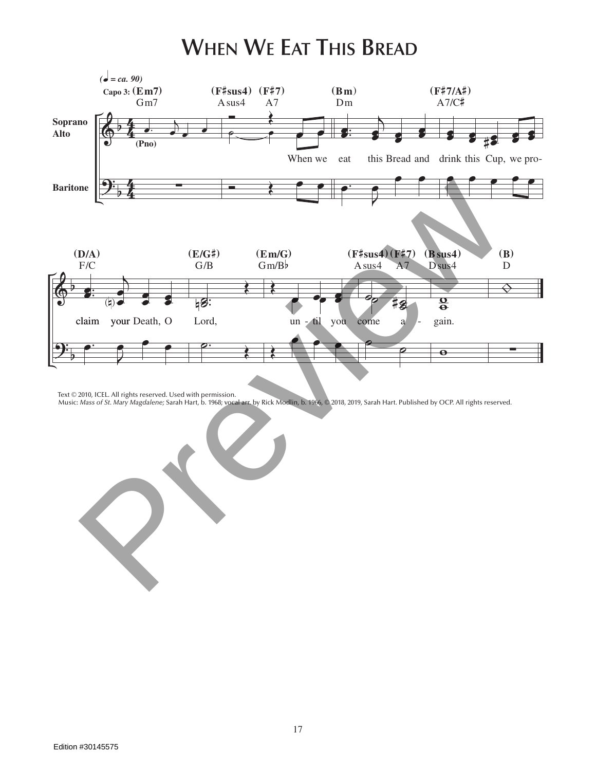# When We Eat This Bread

(♩ = ca. 90)

Capo 3: (Em7) Gm7 — (F♯sus4) Asus4 — (F♯7) A7 — (Bm) Dm — (F♯7/A♯) A7/C♯

Soprano / Alto — Baritone

(Pno)

When we eat this Bread and drink this Cup, we pro-

(D/A) F/C — (E/G♯) G/B — (Em/G) Gm/B♭ — (F♯sus4) Asus4 — (F♯7) A7 — (Bsus4) Dsus4 — (B) D

claim your Death, O Lord, un - til you come a - gain.

Text © 2010, ICEL. All rights reserved. Used with permission.
Music: *Mass of St. Mary Magdalene;* Sarah Hart, b. 1968; vocal arr. by Rick Modlin, b. 1966, © 2018, 2019, Sarah Hart. Published by OCP. All rights reserved.

Edition #30145575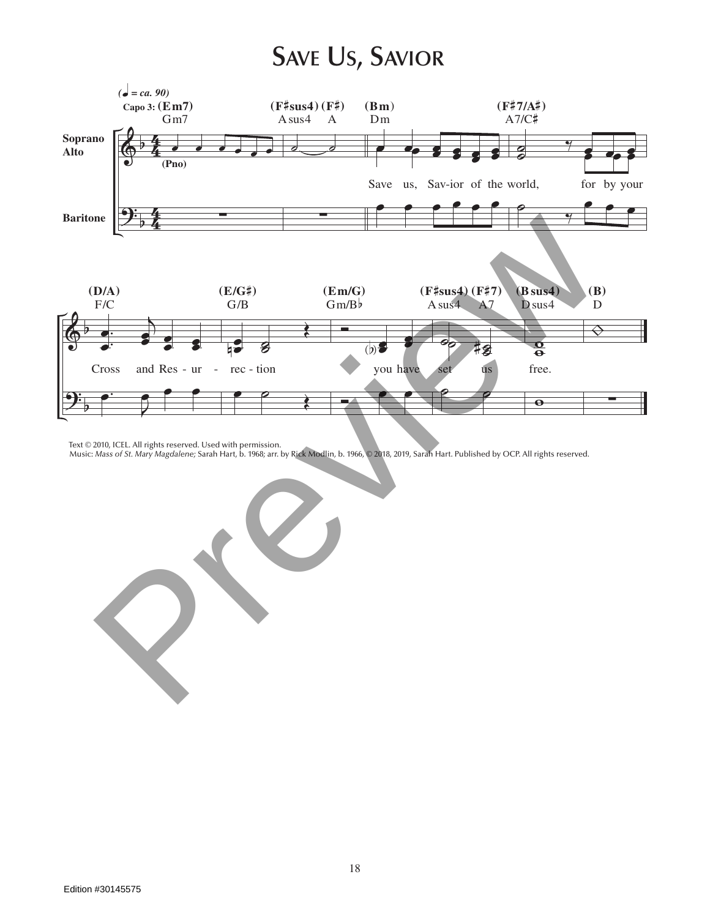# Save Us, Savior

(♩ = ca. 90)

Capo 3: (Em7) Gm7 — (F♯sus4) Asus4 — (F♯) A — (Bm) Dm — (F♯7/A♯) A7/C♯

Soprano / Alto — Baritone

(Pno)

Save us, Sav-ior of the world, for by your

(D/A) F/C — (E/G♯) G/B — (Em/G) Gm/B♭ — (F♯sus4) Asus4 — (F♯7) A7 — (Bsus4) Dsus4 — (B) D

Cross and Res - ur - rec - tion you have set us free.

Text © 2010, ICEL. All rights reserved. Used with permission.
Music: *Mass of St. Mary Magdalene;* Sarah Hart, b. 1968; arr. by Rick Modlin, b. 1966, © 2018, 2019, Sarah Hart. Published by OCP. All rights reserved.

Edition #30145575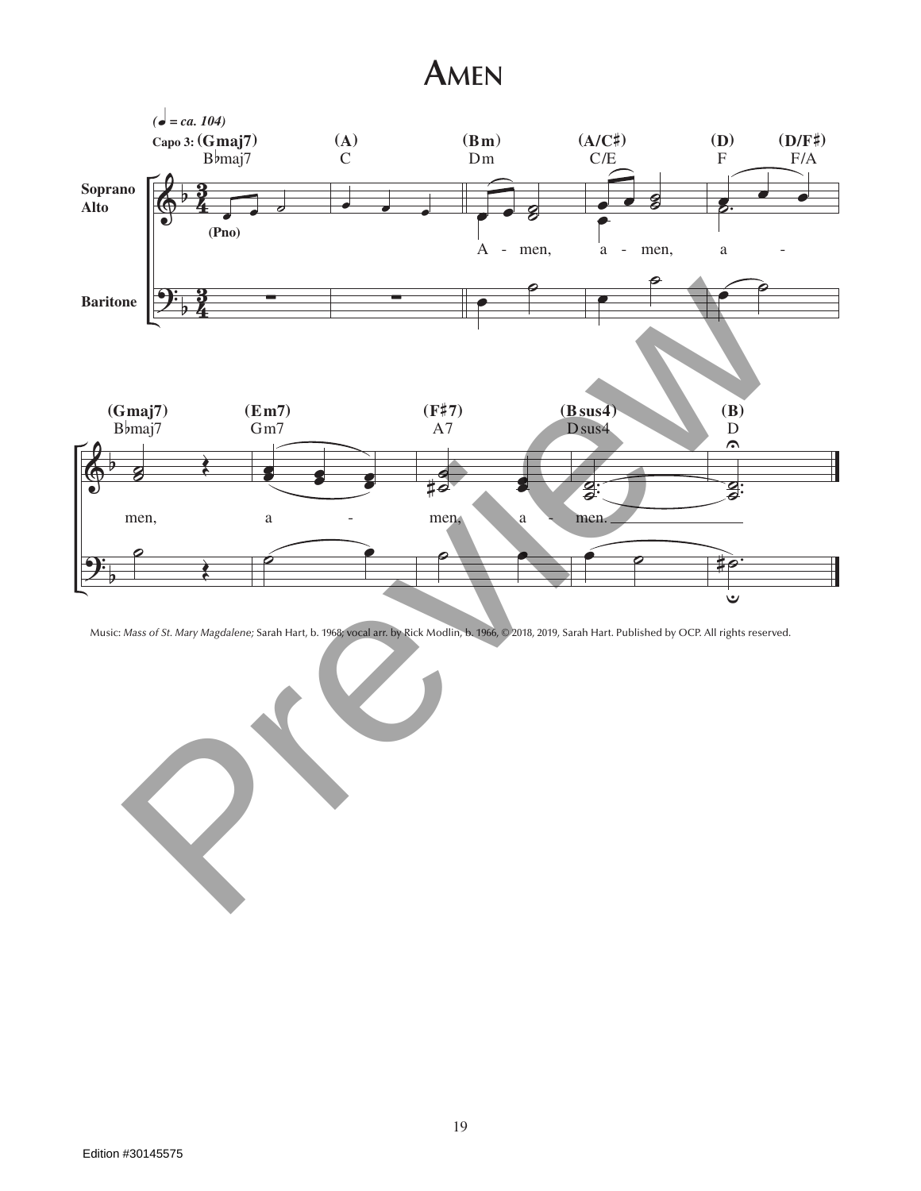# Amen

Music: *Mass of St. Mary Magdalene;* Sarah Hart, b. 1968; vocal arr. by Rick Modlin, b. 1966, © 2018, 2019, Sarah Hart. Published by OCP. All rights reserved.

Edition #30145575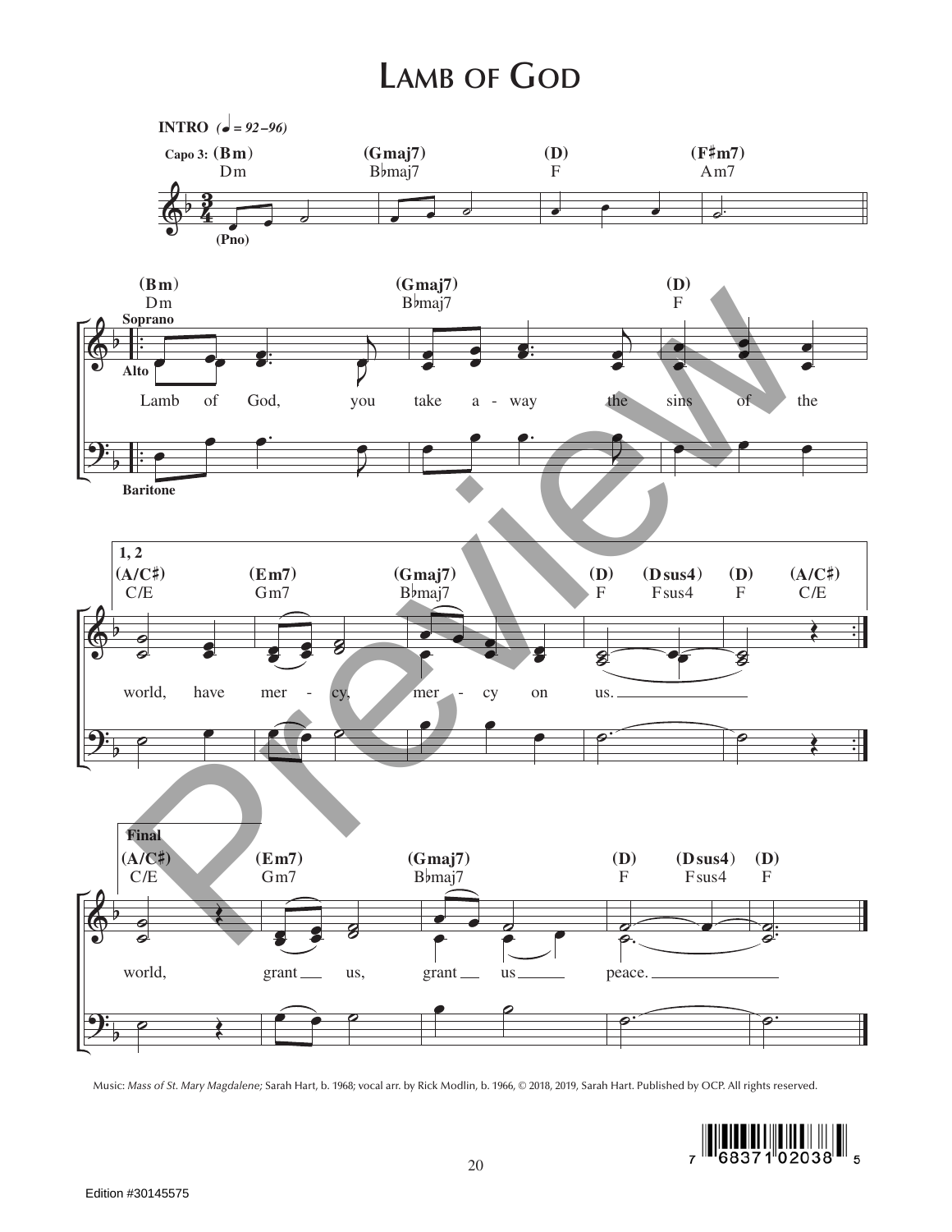# Lamb of God

Music: *Mass of St. Mary Magdalene;* Sarah Hart, b. 1968; vocal arr. by Rick Modlin, b. 1966, © 2018, 2019, Sarah Hart. Published by OCP. All rights reserved.

Edition #30145575